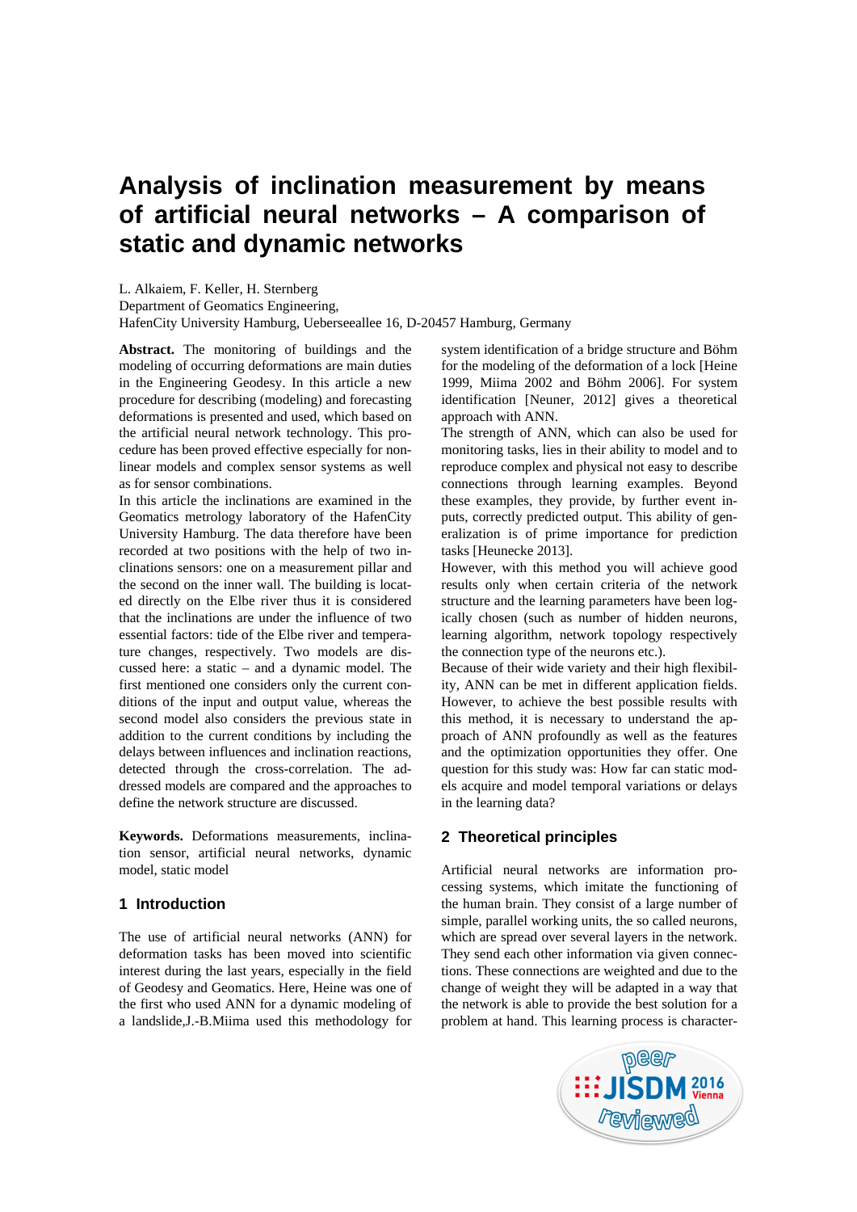# Analysis of inclination measurement by means of artificial neural networks – A comparison of static and dynamic networks

L. Alkaiem, F. Keller, H. Sternberg
Department of Geomatics Engineering,
HafenCity University Hamburg, Ueberseeallee 16, D-20457 Hamburg, Germany

**Abstract.** The monitoring of buildings and the modeling of occurring deformations are main duties in the Engineering Geodesy. In this article a new procedure for describing (modeling) and forecasting deformations is presented and used, which based on the artificial neural network technology. This procedure has been proved effective especially for non-linear models and complex sensor systems as well as for sensor combinations.

In this article the inclinations are examined in the Geomatics metrology laboratory of the HafenCity University Hamburg. The data therefore have been recorded at two positions with the help of two inclinations sensors: one on a measurement pillar and the second on the inner wall. The building is located directly on the Elbe river thus it is considered that the inclinations are under the influence of two essential factors: tide of the Elbe river and temperature changes, respectively. Two models are discussed here: a static – and a dynamic model. The first mentioned one considers only the current conditions of the input and output value, whereas the second model also considers the previous state in addition to the current conditions by including the delays between influences and inclination reactions, detected through the cross-correlation. The addressed models are compared and the approaches to define the network structure are discussed.

**Keywords.** Deformations measurements, inclination sensor, artificial neural networks, dynamic model, static model

## 1 Introduction

The use of artificial neural networks (ANN) for deformation tasks has been moved into scientific interest during the last years, especially in the field of Geodesy and Geomatics. Here, Heine was one of the first who used ANN for a dynamic modeling of a landslide,J.-B.Miima used this methodology for system identification of a bridge structure and Böhm for the modeling of the deformation of a lock [Heine 1999, Miima 2002 and Böhm 2006]. For system identification [Neuner, 2012] gives a theoretical approach with ANN.

The strength of ANN, which can also be used for monitoring tasks, lies in their ability to model and to reproduce complex and physical not easy to describe connections through learning examples. Beyond these examples, they provide, by further event inputs, correctly predicted output. This ability of generalization is of prime importance for prediction tasks [Heunecke 2013].

However, with this method you will achieve good results only when certain criteria of the network structure and the learning parameters have been logically chosen (such as number of hidden neurons, learning algorithm, network topology respectively the connection type of the neurons etc.).

Because of their wide variety and their high flexibility, ANN can be met in different application fields. However, to achieve the best possible results with this method, it is necessary to understand the approach of ANN profoundly as well as the features and the optimization opportunities they offer. One question for this study was: How far can static models acquire and model temporal variations or delays in the learning data?

## 2 Theoretical principles

Artificial neural networks are information processing systems, which imitate the functioning of the human brain. They consist of a large number of simple, parallel working units, the so called neurons, which are spread over several layers in the network. They send each other information via given connections. These connections are weighted and due to the change of weight they will be adapted in a way that the network is able to provide the best solution for a problem at hand. This learning process is character-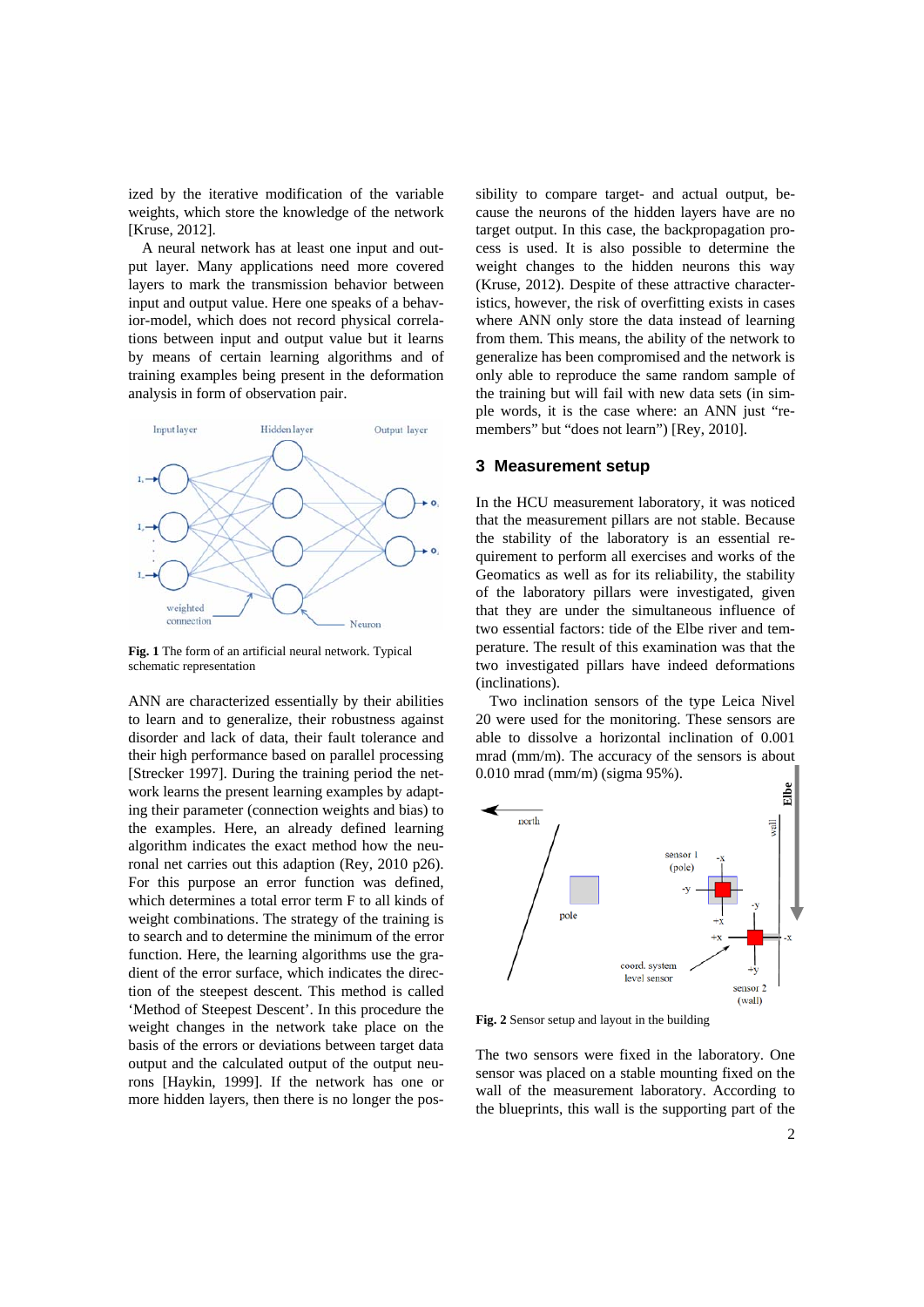ized by the iterative modification of the variable weights, which store the knowledge of the network [Kruse, 2012].

A neural network has at least one input and output layer. Many applications need more covered layers to mark the transmission behavior between input and output value. Here one speaks of a behavior-model, which does not record physical correlations between input and output value but it learns by means of certain learning algorithms and of training examples being present in the deformation analysis in form of observation pair.

**Fig. 1** The form of an artificial neural network. Typical schematic representation

ANN are characterized essentially by their abilities to learn and to generalize, their robustness against disorder and lack of data, their fault tolerance and their high performance based on parallel processing [Strecker 1997]. During the training period the network learns the present learning examples by adapting their parameter (connection weights and bias) to the examples. Here, an already defined learning algorithm indicates the exact method how the neuronal net carries out this adaption (Rey, 2010 p26). For this purpose an error function was defined, which determines a total error term F to all kinds of weight combinations. The strategy of the training is to search and to determine the minimum of the error function. Here, the learning algorithms use the gradient of the error surface, which indicates the direction of the steepest descent. This method is called 'Method of Steepest Descent'. In this procedure the weight changes in the network take place on the basis of the errors or deviations between target data output and the calculated output of the output neurons [Haykin, 1999]. If the network has one or more hidden layers, then there is no longer the possibility to compare target- and actual output, because the neurons of the hidden layers have are no target output. In this case, the backpropagation process is used. It is also possible to determine the weight changes to the hidden neurons this way (Kruse, 2012). Despite of these attractive characteristics, however, the risk of overfitting exists in cases where ANN only store the data instead of learning from them. This means, the ability of the network to generalize has been compromised and the network is only able to reproduce the same random sample of the training but will fail with new data sets (in simple words, it is the case where: an ANN just "remembers" but "does not learn") [Rey, 2010].

## 3 Measurement setup

In the HCU measurement laboratory, it was noticed that the measurement pillars are not stable. Because the stability of the laboratory is an essential requirement to perform all exercises and works of the Geomatics as well as for its reliability, the stability of the laboratory pillars were investigated, given that they are under the simultaneous influence of two essential factors: tide of the Elbe river and temperature. The result of this examination was that the two investigated pillars have indeed deformations (inclinations).

Two inclination sensors of the type Leica Nivel 20 were used for the monitoring. These sensors are able to dissolve a horizontal inclination of 0.001 mrad (mm/m). The accuracy of the sensors is about 0.010 mrad (mm/m) (sigma 95%).

**Fig. 2** Sensor setup and layout in the building

The two sensors were fixed in the laboratory. One sensor was placed on a stable mounting fixed on the wall of the measurement laboratory. According to the blueprints, this wall is the supporting part of the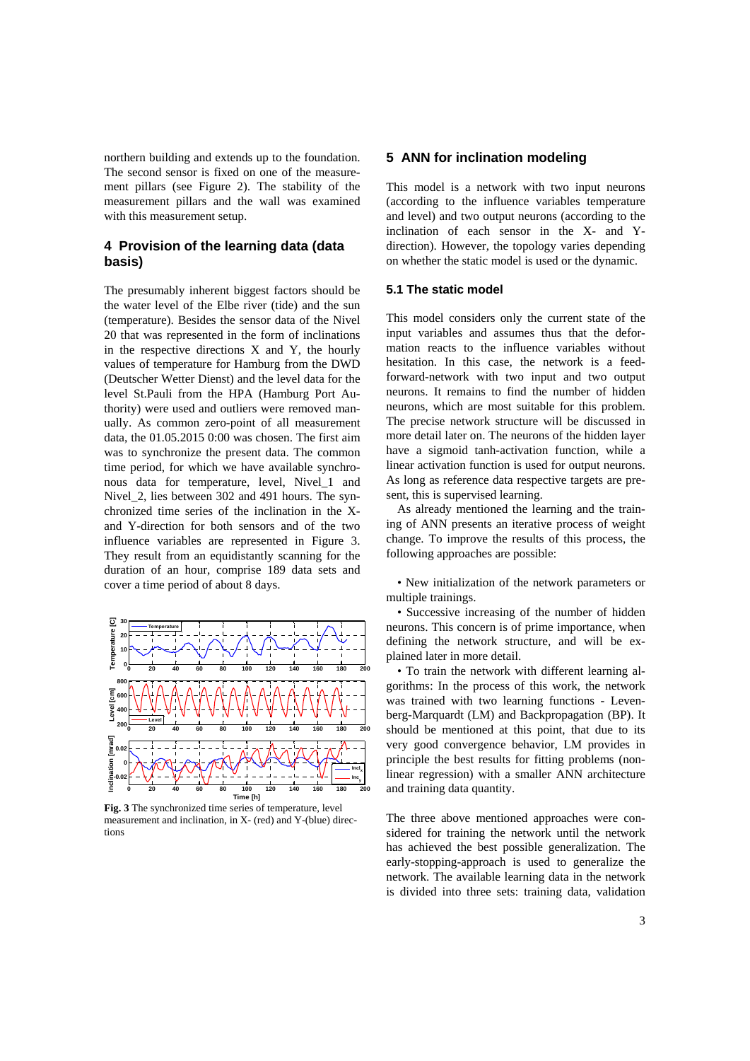northern building and extends up to the foundation. The second sensor is fixed on one of the measurement pillars (see Figure 2). The stability of the measurement pillars and the wall was examined with this measurement setup.

## 4 Provision of the learning data (data basis)

The presumably inherent biggest factors should be the water level of the Elbe river (tide) and the sun (temperature). Besides the sensor data of the Nivel 20 that was represented in the form of inclinations in the respective directions X and Y, the hourly values of temperature for Hamburg from the DWD (Deutscher Wetter Dienst) and the level data for the level St.Pauli from the HPA (Hamburg Port Authority) were used and outliers were removed manually. As common zero-point of all measurement data, the 01.05.2015 0:00 was chosen. The first aim was to synchronize the present data. The common time period, for which we have available synchronous data for temperature, level, Nivel_1 and Nivel_2, lies between 302 and 491 hours. The synchronized time series of the inclination in the X- and Y-direction for both sensors and of the two influence variables are represented in Figure 3. They result from an equidistantly scanning for the duration of an hour, comprise 189 data sets and cover a time period of about 8 days.

**Fig. 3** The synchronized time series of temperature, level measurement and inclination, in X- (red) and Y-(blue) directions

## 5 ANN for inclination modeling

This model is a network with two input neurons (according to the influence variables temperature and level) and two output neurons (according to the inclination of each sensor in the X- and Y-direction). However, the topology varies depending on whether the static model is used or the dynamic.

### 5.1 The static model

This model considers only the current state of the input variables and assumes thus that the deformation reacts to the influence variables without hesitation. In this case, the network is a feed-forward-network with two input and two output neurons. It remains to find the number of hidden neurons, which are most suitable for this problem. The precise network structure will be discussed in more detail later on. The neurons of the hidden layer have a sigmoid tanh-activation function, while a linear activation function is used for output neurons. As long as reference data respective targets are present, this is supervised learning.

As already mentioned the learning and the training of ANN presents an iterative process of weight change. To improve the results of this process, the following approaches are possible:

- New initialization of the network parameters or multiple trainings.
- Successive increasing of the number of hidden neurons. This concern is of prime importance, when defining the network structure, and will be explained later in more detail.
- To train the network with different learning algorithms: In the process of this work, the network was trained with two learning functions - Levenberg-Marquardt (LM) and Backpropagation (BP). It should be mentioned at this point, that due to its very good convergence behavior, LM provides in principle the best results for fitting problems (non-linear regression) with a smaller ANN architecture and training data quantity.

The three above mentioned approaches were considered for training the network until the network has achieved the best possible generalization. The early-stopping-approach is used to generalize the network. The available learning data in the network is divided into three sets: training data, validation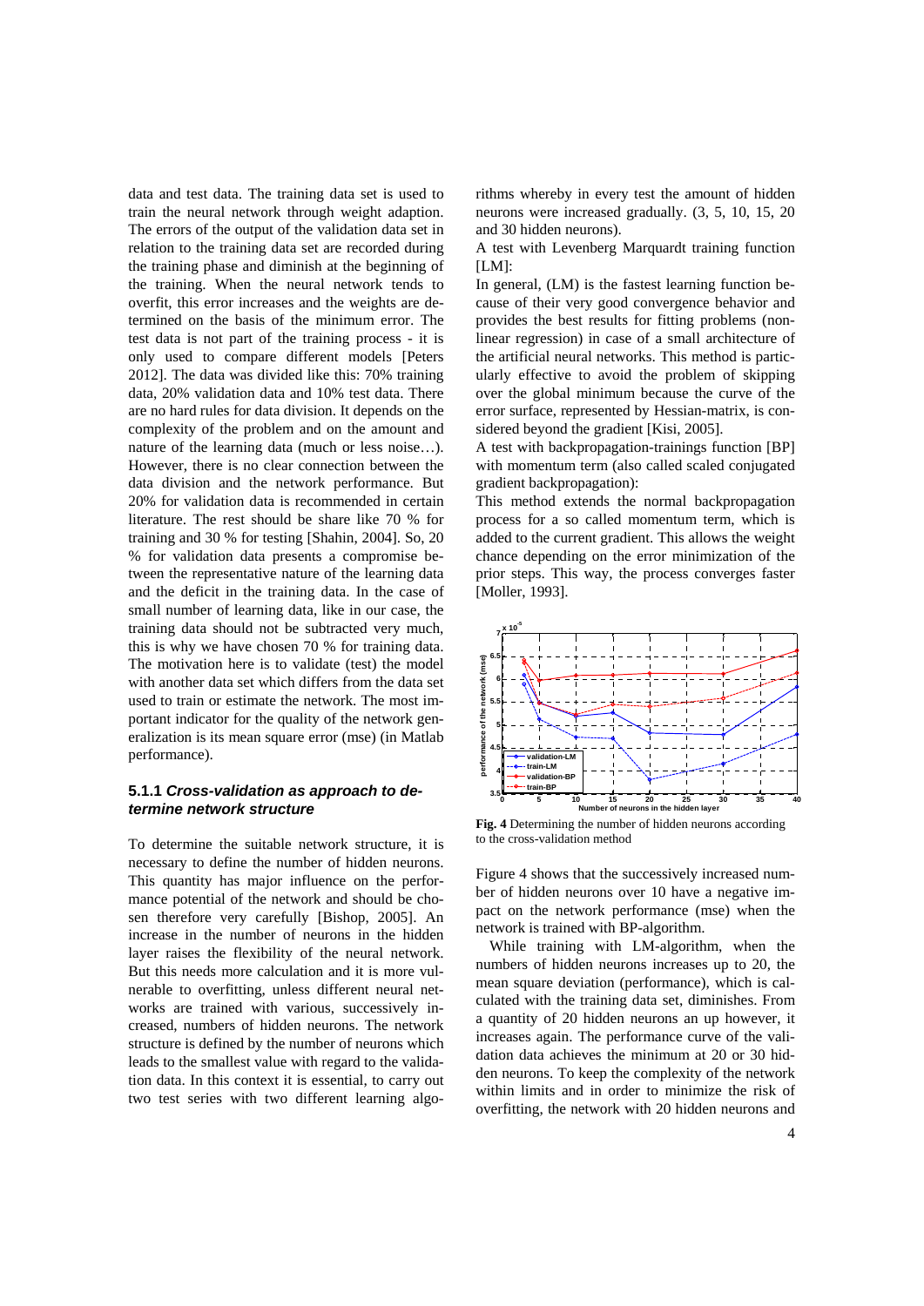data and test data. The training data set is used to train the neural network through weight adaption. The errors of the output of the validation data set in relation to the training data set are recorded during the training phase and diminish at the beginning of the training. When the neural network tends to overfit, this error increases and the weights are determined on the basis of the minimum error. The test data is not part of the training process - it is only used to compare different models [Peters 2012]. The data was divided like this: 70% training data, 20% validation data and 10% test data. There are no hard rules for data division. It depends on the complexity of the problem and on the amount and nature of the learning data (much or less noise…). However, there is no clear connection between the data division and the network performance. But 20% for validation data is recommended in certain literature. The rest should be share like 70 % for training and 30 % for testing [Shahin, 2004]. So, 20 % for validation data presents a compromise between the representative nature of the learning data and the deficit in the training data. In the case of small number of learning data, like in our case, the training data should not be subtracted very much, this is why we have chosen 70 % for training data. The motivation here is to validate (test) the model with another data set which differs from the data set used to train or estimate the network. The most important indicator for the quality of the network generalization is its mean square error (mse) (in Matlab performance).

### 5.1.1 *Cross-validation as approach to determine network structure*

To determine the suitable network structure, it is necessary to define the number of hidden neurons. This quantity has major influence on the performance potential of the network and should be chosen therefore very carefully [Bishop, 2005]. An increase in the number of neurons in the hidden layer raises the flexibility of the neural network. But this needs more calculation and it is more vulnerable to overfitting, unless different neural networks are trained with various, successively increased, numbers of hidden neurons. The network structure is defined by the number of neurons which leads to the smallest value with regard to the validation data. In this context it is essential, to carry out two test series with two different learning algorithms whereby in every test the amount of hidden neurons were increased gradually. (3, 5, 10, 15, 20 and 30 hidden neurons).

A test with Levenberg Marquardt training function [LM]:

In general, (LM) is the fastest learning function because of their very good convergence behavior and provides the best results for fitting problems (non-linear regression) in case of a small architecture of the artificial neural networks. This method is particularly effective to avoid the problem of skipping over the global minimum because the curve of the error surface, represented by Hessian-matrix, is considered beyond the gradient [Kisi, 2005].

A test with backpropagation-trainings function [BP] with momentum term (also called scaled conjugated gradient backpropagation):

This method extends the normal backpropagation process for a so called momentum term, which is added to the current gradient. This allows the weight chance depending on the error minimization of the prior steps. This way, the process converges faster [Moller, 1993].

**Fig. 4** Determining the number of hidden neurons according to the cross-validation method

Figure 4 shows that the successively increased number of hidden neurons over 10 have a negative impact on the network performance (mse) when the network is trained with BP-algorithm.

While training with LM-algorithm, when the numbers of hidden neurons increases up to 20, the mean square deviation (performance), which is calculated with the training data set, diminishes. From a quantity of 20 hidden neurons an up however, it increases again. The performance curve of the validation data achieves the minimum at 20 or 30 hidden neurons. To keep the complexity of the network within limits and in order to minimize the risk of overfitting, the network with 20 hidden neurons and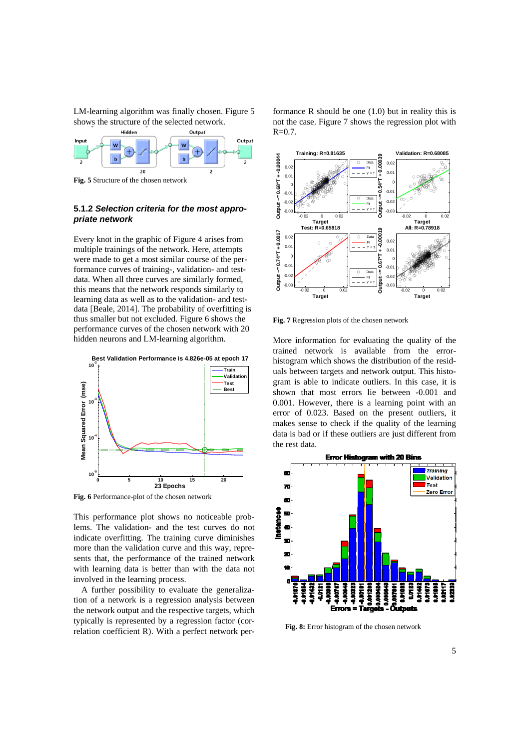LM-learning algorithm was finally chosen. Figure 5 shows the structure of the selected network.

Fig. 5 Structure of the chosen network

### 5.1.2 *Selection criteria for the most appropriate network*

Every knot in the graphic of Figure 4 arises from multiple trainings of the network. Here, attempts were made to get a most similar course of the performance curves of training-, validation- and test-data. When all three curves are similarly formed, this means that the network responds similarly to learning data as well as to the validation- and test-data [Beale, 2014]. The probability of overfitting is thus smaller but not excluded. Figure 6 shows the performance curves of the chosen network with 20 hidden neurons and LM-learning algorithm.

Fig. 6 Performance-plot of the chosen network

This performance plot shows no noticeable problems. The validation- and the test curves do not indicate overfitting. The training curve diminishes more than the validation curve and this way, represents that, the performance of the trained network with learning data is better than with the data not involved in the learning process.

A further possibility to evaluate the generalization of a network is a regression analysis between the network output and the respective targets, which typically is represented by a regression factor (correlation coefficient R). With a perfect network performance R should be one (1.0) but in reality this is not the case. Figure 7 shows the regression plot with R=0.7.

Fig. 7 Regression plots of the chosen network

More information for evaluating the quality of the trained network is available from the error-histogram which shows the distribution of the residuals between targets and network output. This histogram is able to indicate outliers. In this case, it is shown that most errors lie between -0.001 and 0.001. However, there is a learning point with an error of 0.023. Based on the present outliers, it makes sense to check if the quality of the learning data is bad or if these outliers are just different from the rest data.

**Fig. 8:** Error histogram of the chosen network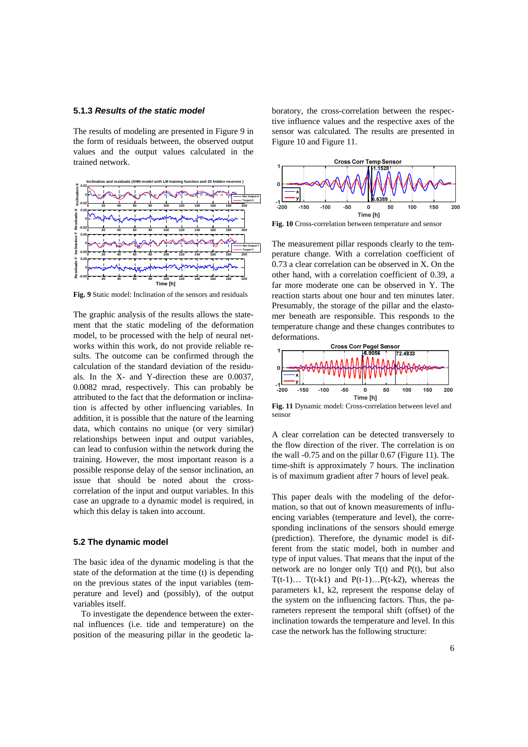### 5.1.3 *Results of the static model*

The results of modeling are presented in Figure 9 in the form of residuals between, the observed output values and the output values calculated in the trained network.

**Fig. 9** Static model: Inclination of the sensors and residuals

The graphic analysis of the results allows the statement that the static modeling of the deformation model, to be processed with the help of neural networks within this work, do not provide reliable results. The outcome can be confirmed through the calculation of the standard deviation of the residuals. In the X- and Y-direction these are 0.0037, 0.0082 mrad, respectively. This can probably be attributed to the fact that the deformation or inclination is affected by other influencing variables. In addition, it is possible that the nature of the learning data, which contains no unique (or very similar) relationships between input and output variables, can lead to confusion within the network during the training. However, the most important reason is a possible response delay of the sensor inclination, an issue that should be noted about the cross-correlation of the input and output variables. In this case an upgrade to a dynamic model is required, in which this delay is taken into account.

## 5.2 The dynamic model

The basic idea of the dynamic modeling is that the state of the deformation at the time (t) is depending on the previous states of the input variables (temperature and level) and (possibly), of the output variables itself.

To investigate the dependence between the external influences (i.e. tide and temperature) on the position of the measuring pillar in the geodetic laboratory, the cross-correlation between the respective influence values and the respective axes of the sensor was calculated. The results are presented in Figure 10 and Figure 11.

**Fig. 10** Cross-correlation between temperature and sensor

The measurement pillar responds clearly to the temperature change. With a correlation coefficient of 0.73 a clear correlation can be observed in X. On the other hand, with a correlation coefficient of 0.39, a far more moderate one can be observed in Y. The reaction starts about one hour and ten minutes later. Presumably, the storage of the pillar and the elastomer beneath are responsible. This responds to the temperature change and these changes contributes to deformations.

**Fig. 11** Dynamic model: Cross-correlation between level and sensor

A clear correlation can be detected transversely to the flow direction of the river. The correlation is on the wall -0.75 and on the pillar 0.67 (Figure 11). The time-shift is approximately 7 hours. The inclination is of maximum gradient after 7 hours of level peak.

This paper deals with the modeling of the deformation, so that out of known measurements of influencing variables (temperature and level), the corresponding inclinations of the sensors should emerge (prediction). Therefore, the dynamic model is different from the static model, both in number and type of input values. That means that the input of the network are no longer only $T(t)$ and $P(t)$, but also $T(t-1)\ldots T(t-k1)$ and $P(t-1)\ldots P(t-k2)$, whereas the parameters k1, k2, represent the response delay of the system on the influencing factors. Thus, the parameters represent the temporal shift (offset) of the inclination towards the temperature and level. In this case the network has the following structure: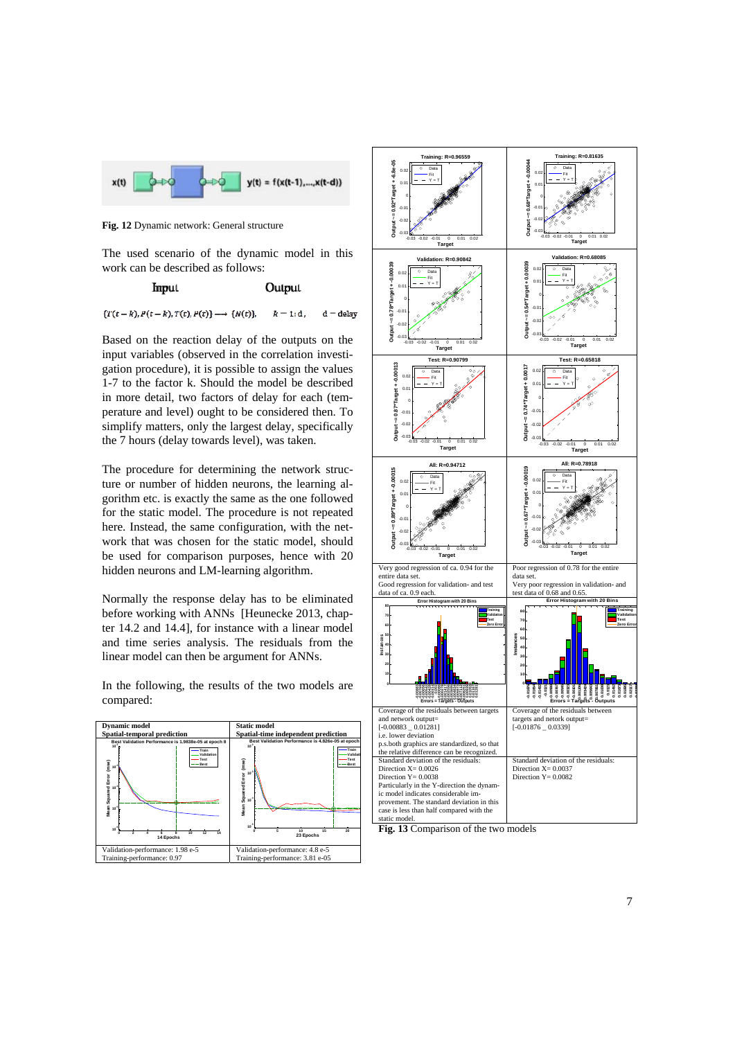Fig. 12 Dynamic network: General structure

The used scenario of the dynamic model in this work can be described as follows:

$$\text{Input} \qquad\qquad \text{Output}$$

$$\{T(t-k), P(t-k), T(t), P(t)\} \longrightarrow \{N(t)\}, \quad k = 1\!:\!d, \quad d = \text{delay}$$

Based on the reaction delay of the outputs on the input variables (observed in the correlation investigation procedure), it is possible to assign the values 1-7 to the factor k. Should the model be described in more detail, two factors of delay for each (temperature and level) ought to be considered then. To simplify matters, only the largest delay, specifically the 7 hours (delay towards level), was taken.

The procedure for determining the network structure or number of hidden neurons, the learning algorithm etc. is exactly the same as the one followed for the static model. The procedure is not repeated here. Instead, the same configuration, with the network that was chosen for the static model, should be used for comparison purposes, hence with 20 hidden neurons and LM-learning algorithm.

Normally the response delay has to be eliminated before working with ANNs [Heunecke 2013, chapter 14.2 and 14.4], for instance with a linear model and time series analysis. The residuals from the linear model can then be argument for ANNs.

In the following, the results of the two models are compared:

| Dynamic model<br>Spatial-temporal prediction | Static model<br>Spatial-time independent prediction |
|---|---|
| Validation-performance: 1.98 e-5<br>Training-performance: 0.97 | Validation-performance: 4.8 e-5<br>Training-performance: 3.81 e-05 |
| Very good regression of ca. 0.94 for the entire data set.<br>Good regression for validation- and test data of ca. 0.9 each. | Poor regression of 0.78 for the entire data set.<br>Very poor regression in validation- and test data of 0.68 and 0.65. |
| Coverage of the residuals between targets and network output=<br>[-0.00883 _ 0.01281]<br>i.e. lower deviation<br>p.s.both graphics are standardized, so that the relative difference can be recognized. | Coverage of the residuals between targets and netork output=<br>[-0.01876 _ 0.0339] |
| Standard deviation of the residuals:<br>Direction X= 0.0026<br>Direction Y= 0.0038<br>Particularly in the Y-direction the dynamic model indicates considerable improvement. The standard deviation in this case is less than half compared with the static model. | Standard deviation of the residuals:<br>Direction X= 0.0037<br>Direction Y= 0.0082 |

Fig. 13 Comparison of the two models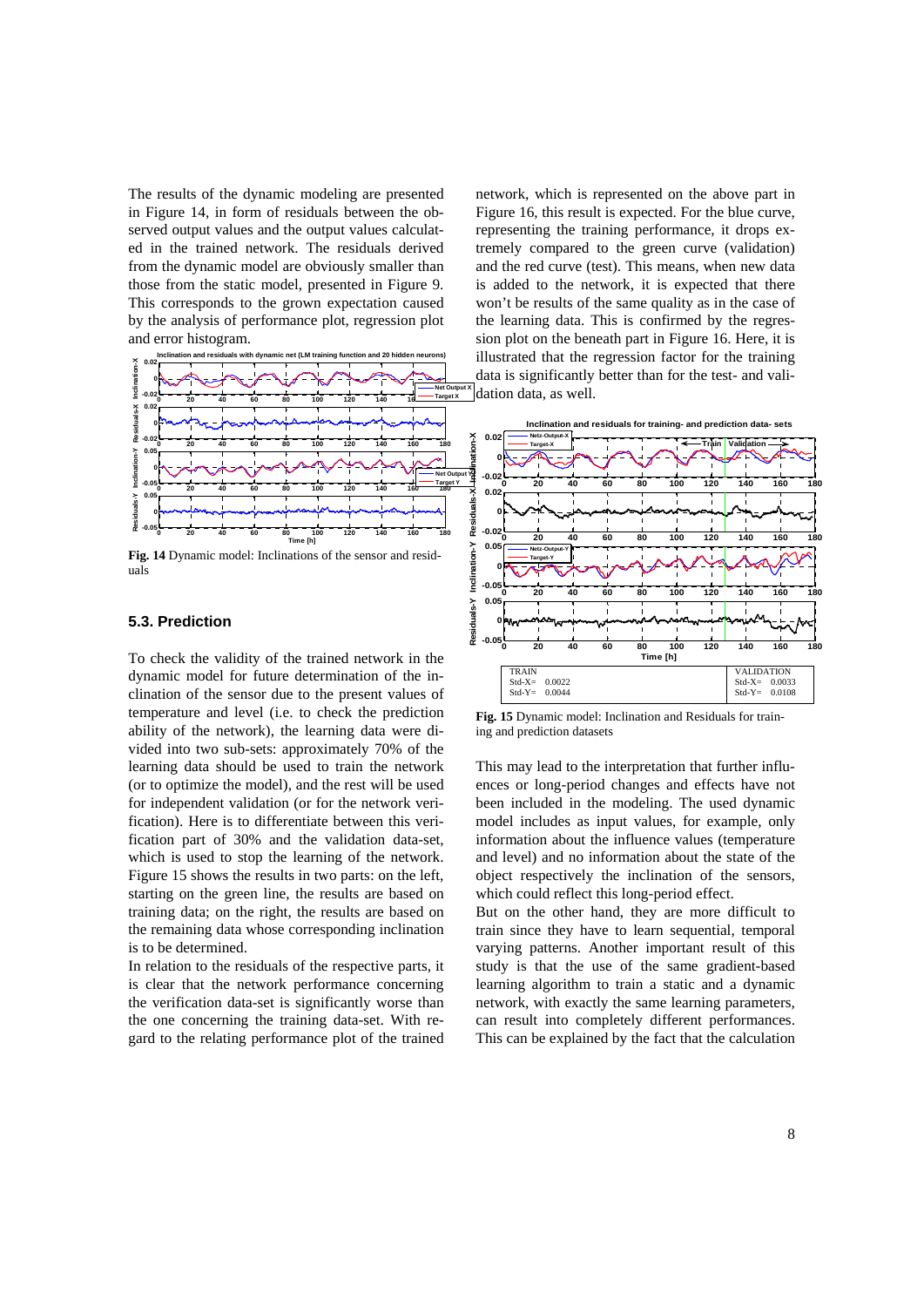The results of the dynamic modeling are presented in Figure 14, in form of residuals between the observed output values and the output values calculated in the trained network. The residuals derived from the dynamic model are obviously smaller than those from the static model, presented in Figure 9. This corresponds to the grown expectation caused by the analysis of performance plot, regression plot and error histogram.

**Fig. 14** Dynamic model: Inclinations of the sensor and residuals

### 5.3. Prediction

To check the validity of the trained network in the dynamic model for future determination of the inclination of the sensor due to the present values of temperature and level (i.e. to check the prediction ability of the network), the learning data were divided into two sub-sets: approximately 70% of the learning data should be used to train the network (or to optimize the model), and the rest will be used for independent validation (or for the network verification). Here is to differentiate between this verification part of 30% and the validation data-set, which is used to stop the learning of the network. Figure 15 shows the results in two parts: on the left, starting on the green line, the results are based on training data; on the right, the results are based on the remaining data whose corresponding inclination is to be determined.

In relation to the residuals of the respective parts, it is clear that the network performance concerning the verification data-set is significantly worse than the one concerning the training data-set. With regard to the relating performance plot of the trained network, which is represented on the above part in Figure 16, this result is expected. For the blue curve, representing the training performance, it drops extremely compared to the green curve (validation) and the red curve (test). This means, when new data is added to the network, it is expected that there won't be results of the same quality as in the case of the learning data. This is confirmed by the regression plot on the beneath part in Figure 16. Here, it is illustrated that the regression factor for the training data is significantly better than for the test- and validation data, as well.

| TRAIN | VALIDATION |
|---|---|
| Std-X= 0.0022 | Std-X= 0.0033 |
| Std-Y= 0.0044 | Std-Y= 0.0108 |

**Fig. 15** Dynamic model: Inclination and Residuals for training and prediction datasets

This may lead to the interpretation that further influences or long-period changes and effects have not been included in the modeling. The used dynamic model includes as input values, for example, only information about the influence values (temperature and level) and no information about the state of the object respectively the inclination of the sensors, which could reflect this long-period effect.

But on the other hand, they are more difficult to train since they have to learn sequential, temporal varying patterns. Another important result of this study is that the use of the same gradient-based learning algorithm to train a static and a dynamic network, with exactly the same learning parameters, can result into completely different performances. This can be explained by the fact that the calculation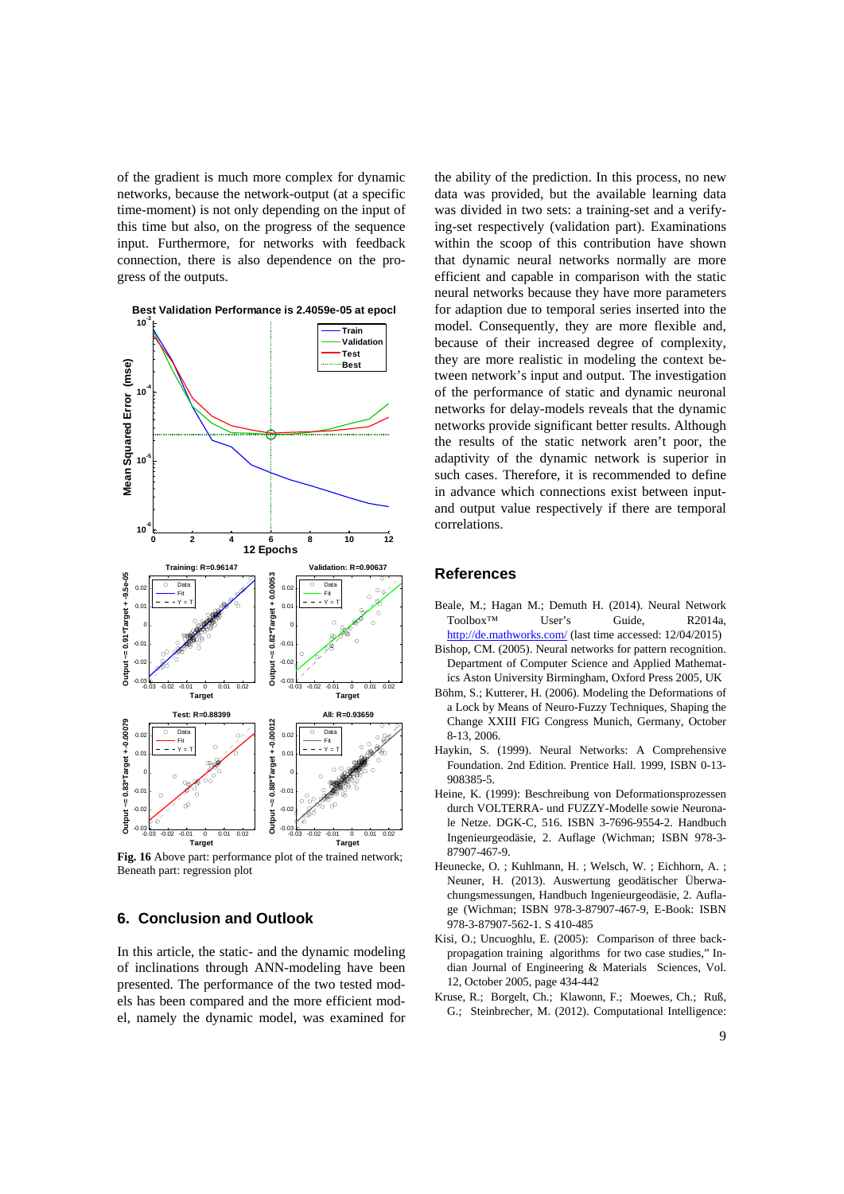of the gradient is much more complex for dynamic networks, because the network-output (at a specific time-moment) is not only depending on the input of this time but also, on the progress of the sequence input. Furthermore, for networks with feedback connection, there is also dependence on the progress of the outputs.

**Fig. 16** Above part: performance plot of the trained network; Beneath part: regression plot

## 6. Conclusion and Outlook

In this article, the static- and the dynamic modeling of inclinations through ANN-modeling have been presented. The performance of the two tested models has been compared and the more efficient model, namely the dynamic model, was examined for the ability of the prediction. In this process, no new data was provided, but the available learning data was divided in two sets: a training-set and a verifying-set respectively (validation part). Examinations within the scoop of this contribution have shown that dynamic neural networks normally are more efficient and capable in comparison with the static neural networks because they have more parameters for adaption due to temporal series inserted into the model. Consequently, they are more flexible and, because of their increased degree of complexity, they are more realistic in modeling the context between network's input and output. The investigation of the performance of static and dynamic neuronal networks for delay-models reveals that the dynamic networks provide significant better results. Although the results of the static network aren't poor, the adaptivity of the dynamic network is superior in such cases. Therefore, it is recommended to define in advance which connections exist between input- and output value respectively if there are temporal correlations.

## References

Beale, M.; Hagan M.; Demuth H. (2014). Neural Network Toolbox™ User's Guide, R2014a, http://de.mathworks.com/ (last time accessed: 12/04/2015)

Bishop, CM. (2005). Neural networks for pattern recognition. Department of Computer Science and Applied Mathematics Aston University Birmingham, Oxford Press 2005, UK

Böhm, S.; Kutterer, H. (2006). Modeling the Deformations of a Lock by Means of Neuro-Fuzzy Techniques, Shaping the Change XXIII FIG Congress Munich, Germany, October 8-13, 2006.

Haykin, S. (1999). Neural Networks: A Comprehensive Foundation. 2nd Edition. Prentice Hall. 1999, ISBN 0-13-908385-5.

Heine, K. (1999): Beschreibung von Deformationsprozessen durch VOLTERRA- und FUZZY-Modelle sowie Neuronale Netze. DGK-C, 516. ISBN 3-7696-9554-2. Handbuch Ingenieurgeodäsie, 2. Auflage (Wichman; ISBN 978-3-87907-467-9.

Heunecke, O. ; Kuhlmann, H. ; Welsch, W. ; Eichhorn, A. ; Neuner, H. (2013). Auswertung geodätischer Überwachungsmessungen, Handbuch Ingenieurgeodäsie, 2. Auflage (Wichman; ISBN 978-3-87907-467-9, E-Book: ISBN 978-3-87907-562-1. S 410-485

Kisi, O.; Uncuoghlu, E. (2005): Comparison of three back-propagation training algorithms for two case studies," Indian Journal of Engineering & Materials Sciences, Vol. 12, October 2005, page 434-442

Kruse, R.; Borgelt, Ch.; Klawonn, F.; Moewes, Ch.; Ruß, G.; Steinbrecher, M. (2012). Computational Intelligence: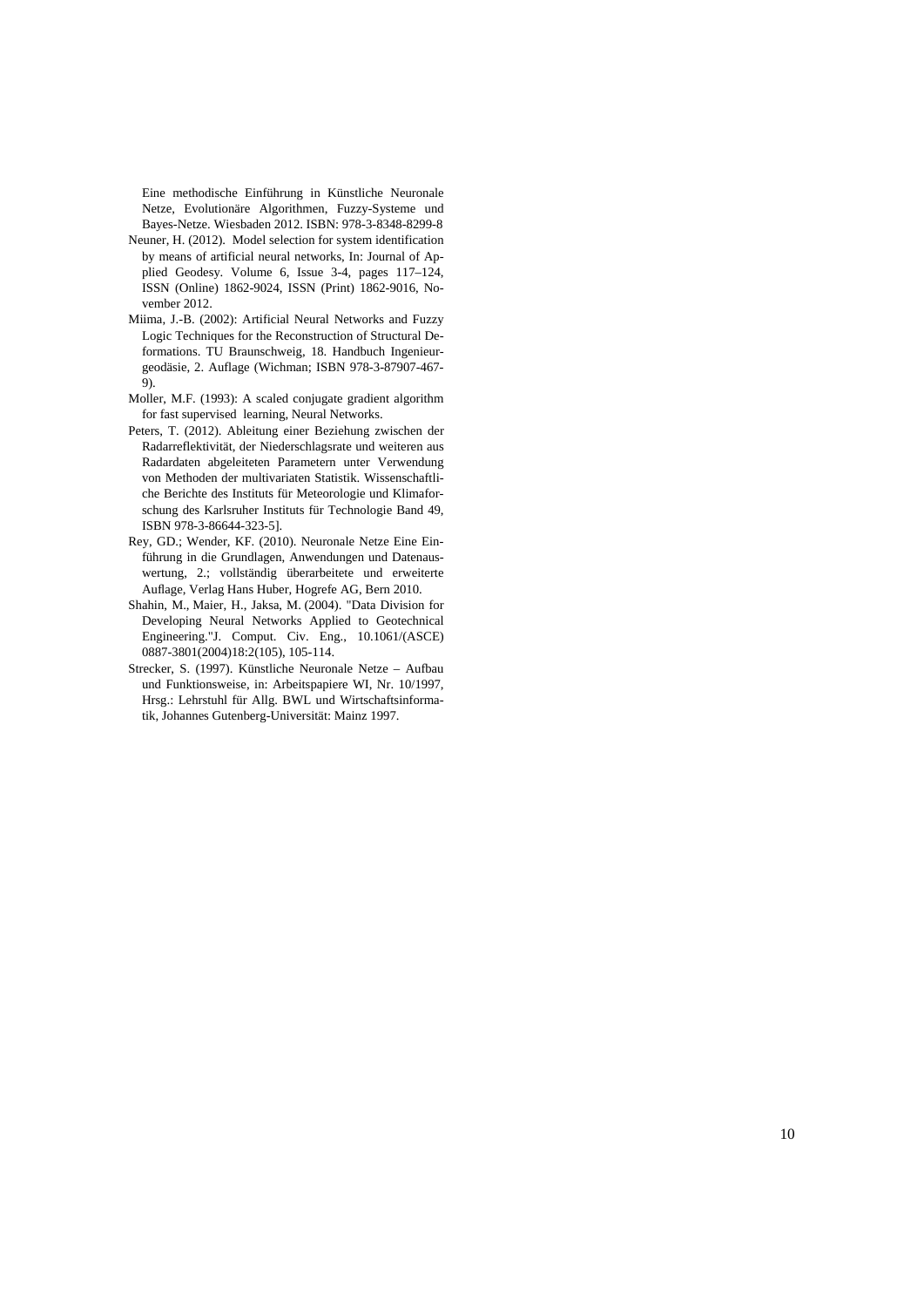Eine methodische Einführung in Künstliche Neuronale Netze, Evolutionäre Algorithmen, Fuzzy-Systeme und Bayes-Netze. Wiesbaden 2012. ISBN: 978-3-8348-8299-8

Neuner, H. (2012). Model selection for system identification by means of artificial neural networks, In: Journal of Applied Geodesy. Volume 6, Issue 3-4, pages 117–124, ISSN (Online) 1862-9024, ISSN (Print) 1862-9016, November 2012.

Miima, J.-B. (2002): Artificial Neural Networks and Fuzzy Logic Techniques for the Reconstruction of Structural Deformations. TU Braunschweig, 18. Handbuch Ingenieurgeodäsie, 2. Auflage (Wichman; ISBN 978-3-87907-467-9).

Moller, M.F. (1993): A scaled conjugate gradient algorithm for fast supervised learning, Neural Networks.

Peters, T. (2012). Ableitung einer Beziehung zwischen der Radarreflektivität, der Niederschlagsrate und weiteren aus Radardaten abgeleiteten Parametern unter Verwendung von Methoden der multivariaten Statistik. Wissenschaftliche Berichte des Instituts für Meteorologie und Klimaforschung des Karlsruher Instituts für Technologie Band 49, ISBN 978-3-86644-323-5].

Rey, GD.; Wender, KF. (2010). Neuronale Netze Eine Einführung in die Grundlagen, Anwendungen und Datenauswertung, 2.; vollständig überarbeitete und erweiterte Auflage, Verlag Hans Huber, Hogrefe AG, Bern 2010.

Shahin, M., Maier, H., Jaksa, M. (2004). "Data Division for Developing Neural Networks Applied to Geotechnical Engineering."J. Comput. Civ. Eng., 10.1061/(ASCE) 0887-3801(2004)18:2(105), 105-114.

Strecker, S. (1997). Künstliche Neuronale Netze – Aufbau und Funktionsweise, in: Arbeitspapiere WI, Nr. 10/1997, Hrsg.: Lehrstuhl für Allg. BWL und Wirtschaftsinformatik, Johannes Gutenberg-Universität: Mainz 1997.